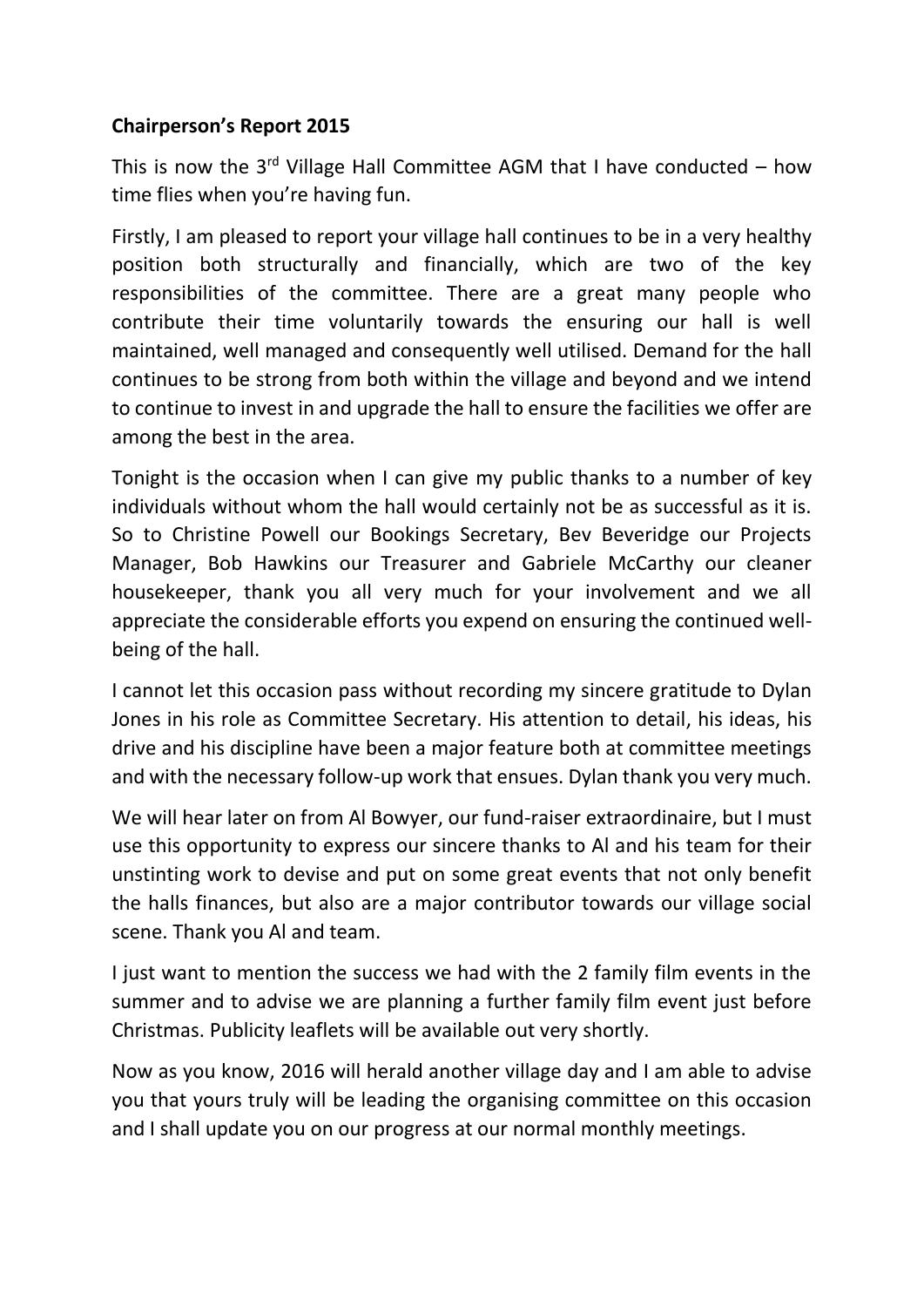**Chairperson's Report 2015**

This is now the 3rd Village Hall Committee AGM that I have conducted – how time flies when you're having fun.

Firstly, I am pleased to report your village hall continues to be in a very healthy position both structurally and financially, which are two of the key responsibilities of the committee. There are a great many people who contribute their time voluntarily towards the ensuring our hall is well maintained, well managed and consequently well utilised. Demand for the hall continues to be strong from both within the village and beyond and we intend to continue to invest in and upgrade the hall to ensure the facilities we offer are among the best in the area.

Tonight is the occasion when I can give my public thanks to a number of key individuals without whom the hall would certainly not be as successful as it is. So to Christine Powell our Bookings Secretary, Bev Beveridge our Projects Manager, Bob Hawkins our Treasurer and Gabriele McCarthy our cleaner housekeeper, thank you all very much for your involvement and we all appreciate the considerable efforts you expend on ensuring the continued well-being of the hall.

I cannot let this occasion pass without recording my sincere gratitude to Dylan Jones in his role as Committee Secretary. His attention to detail, his ideas, his drive and his discipline have been a major feature both at committee meetings and with the necessary follow-up work that ensues. Dylan thank you very much.

We will hear later on from Al Bowyer, our fund-raiser extraordinaire, but I must use this opportunity to express our sincere thanks to Al and his team for their unstinting work to devise and put on some great events that not only benefit the halls finances, but also are a major contributor towards our village social scene. Thank you Al and team.

I just want to mention the success we had with the 2 family film events in the summer and to advise we are planning a further family film event just before Christmas. Publicity leaflets will be available out very shortly.

Now as you know, 2016 will herald another village day and I am able to advise you that yours truly will be leading the organising committee on this occasion and I shall update you on our progress at our normal monthly meetings.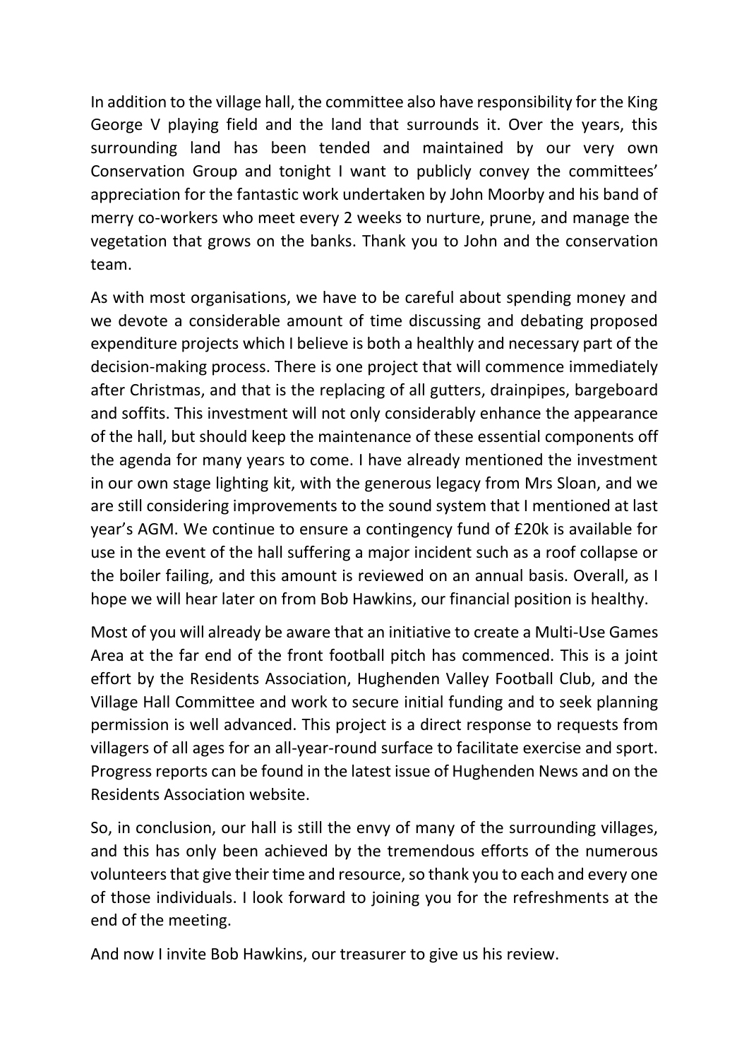In addition to the village hall, the committee also have responsibility for the King George V playing field and the land that surrounds it. Over the years, this surrounding land has been tended and maintained by our very own Conservation Group and tonight I want to publicly convey the committees' appreciation for the fantastic work undertaken by John Moorby and his band of merry co-workers who meet every 2 weeks to nurture, prune, and manage the vegetation that grows on the banks. Thank you to John and the conservation team.

As with most organisations, we have to be careful about spending money and we devote a considerable amount of time discussing and debating proposed expenditure projects which I believe is both a healthly and necessary part of the decision-making process. There is one project that will commence immediately after Christmas, and that is the replacing of all gutters, drainpipes, bargeboard and soffits. This investment will not only considerably enhance the appearance of the hall, but should keep the maintenance of these essential components off the agenda for many years to come. I have already mentioned the investment in our own stage lighting kit, with the generous legacy from Mrs Sloan, and we are still considering improvements to the sound system that I mentioned at last year's AGM. We continue to ensure a contingency fund of £20k is available for use in the event of the hall suffering a major incident such as a roof collapse or the boiler failing, and this amount is reviewed on an annual basis. Overall, as I hope we will hear later on from Bob Hawkins, our financial position is healthy.

Most of you will already be aware that an initiative to create a Multi-Use Games Area at the far end of the front football pitch has commenced. This is a joint effort by the Residents Association, Hughenden Valley Football Club, and the Village Hall Committee and work to secure initial funding and to seek planning permission is well advanced. This project is a direct response to requests from villagers of all ages for an all-year-round surface to facilitate exercise and sport. Progress reports can be found in the latest issue of Hughenden News and on the Residents Association website.

So, in conclusion, our hall is still the envy of many of the surrounding villages, and this has only been achieved by the tremendous efforts of the numerous volunteers that give their time and resource, so thank you to each and every one of those individuals. I look forward to joining you for the refreshments at the end of the meeting.

And now I invite Bob Hawkins, our treasurer to give us his review.